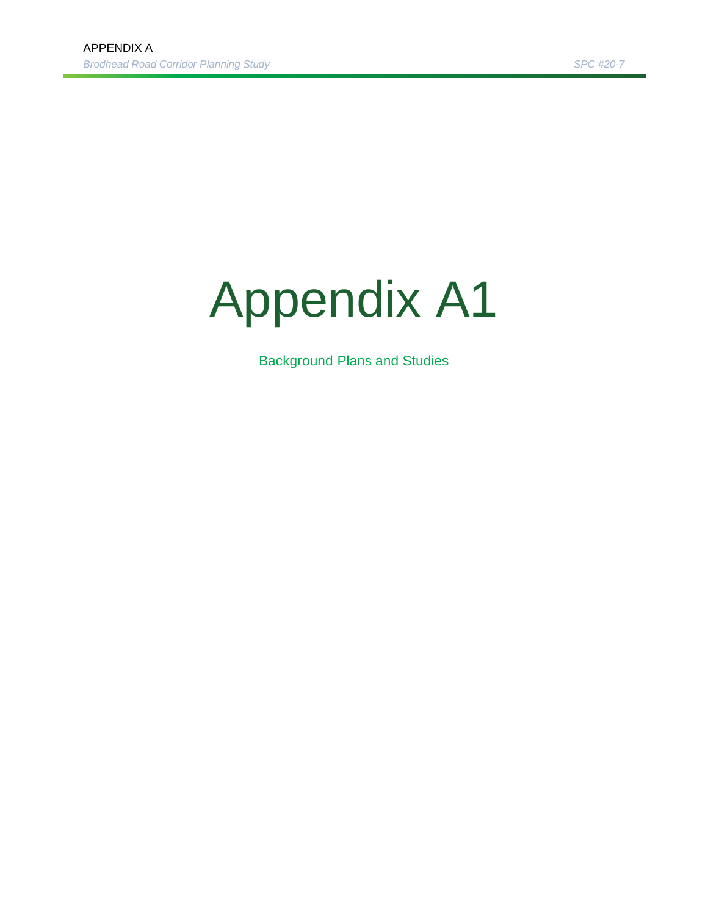# Appendix A1

Background Plans and Studies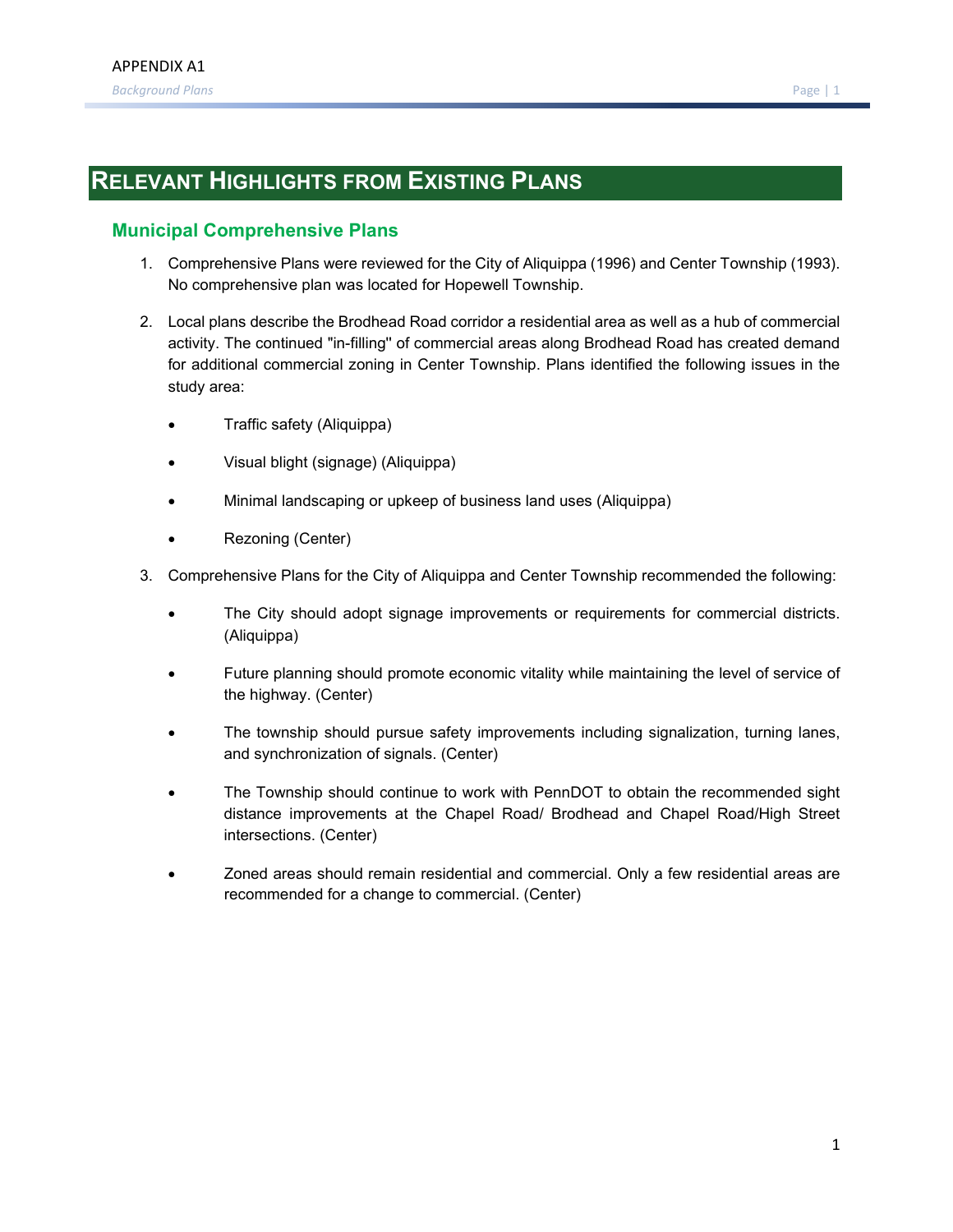# Relevant Highlights from Existing Plans

## Municipal Comprehensive Plans

1. Comprehensive Plans were reviewed for the City of Aliquippa (1996) and Center Township (1993). No comprehensive plan was located for Hopewell Township.

2. Local plans describe the Brodhead Road corridor a residential area as well as a hub of commercial activity. The continued "in-filling" of commercial areas along Brodhead Road has created demand for additional commercial zoning in Center Township. Plans identified the following issues in the study area:

   - Traffic safety (Aliquippa)
   - Visual blight (signage) (Aliquippa)
   - Minimal landscaping or upkeep of business land uses (Aliquippa)
   - Rezoning (Center)

3. Comprehensive Plans for the City of Aliquippa and Center Township recommended the following:

   - The City should adopt signage improvements or requirements for commercial districts. (Aliquippa)
   - Future planning should promote economic vitality while maintaining the level of service of the highway. (Center)
   - The township should pursue safety improvements including signalization, turning lanes, and synchronization of signals. (Center)
   - The Township should continue to work with PennDOT to obtain the recommended sight distance improvements at the Chapel Road/ Brodhead and Chapel Road/High Street intersections. (Center)
   - Zoned areas should remain residential and commercial. Only a few residential areas are recommended for a change to commercial. (Center)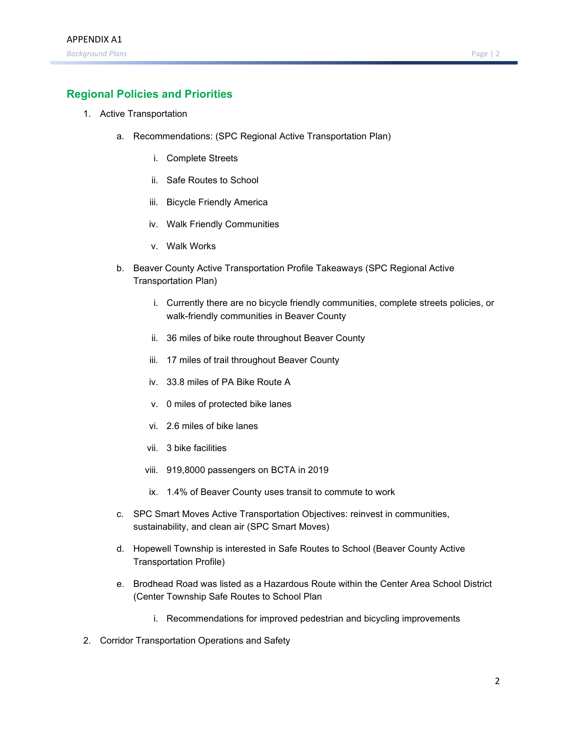## Regional Policies and Priorities

1. Active Transportation

   a. Recommendations: (SPC Regional Active Transportation Plan)

      i. Complete Streets

      ii. Safe Routes to School

      iii. Bicycle Friendly America

      iv. Walk Friendly Communities

      v. Walk Works

   b. Beaver County Active Transportation Profile Takeaways (SPC Regional Active Transportation Plan)

      i. Currently there are no bicycle friendly communities, complete streets policies, or walk-friendly communities in Beaver County

      ii. 36 miles of bike route throughout Beaver County

      iii. 17 miles of trail throughout Beaver County

      iv. 33.8 miles of PA Bike Route A

      v. 0 miles of protected bike lanes

      vi. 2.6 miles of bike lanes

      vii. 3 bike facilities

      viii. 919,8000 passengers on BCTA in 2019

      ix. 1.4% of Beaver County uses transit to commute to work

   c. SPC Smart Moves Active Transportation Objectives: reinvest in communities, sustainability, and clean air (SPC Smart Moves)

   d. Hopewell Township is interested in Safe Routes to School (Beaver County Active Transportation Profile)

   e. Brodhead Road was listed as a Hazardous Route within the Center Area School District (Center Township Safe Routes to School Plan

      i. Recommendations for improved pedestrian and bicycling improvements

2. Corridor Transportation Operations and Safety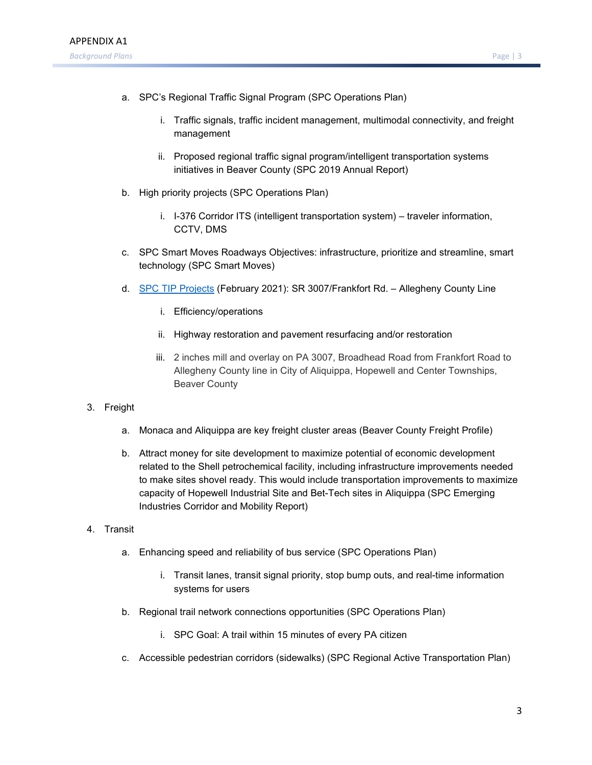a. SPC's Regional Traffic Signal Program (SPC Operations Plan)

    i. Traffic signals, traffic incident management, multimodal connectivity, and freight management

    ii. Proposed regional traffic signal program/intelligent transportation systems initiatives in Beaver County (SPC 2019 Annual Report)

b. High priority projects (SPC Operations Plan)

    i. I-376 Corridor ITS (intelligent transportation system) – traveler information, CCTV, DMS

c. SPC Smart Moves Roadways Objectives: infrastructure, prioritize and streamline, smart technology (SPC Smart Moves)

d. SPC TIP Projects (February 2021): SR 3007/Frankfort Rd. – Allegheny County Line

    i. Efficiency/operations

    ii. Highway restoration and pavement resurfacing and/or restoration

    iii. 2 inches mill and overlay on PA 3007, Broadhead Road from Frankfort Road to Allegheny County line in City of Aliquippa, Hopewell and Center Townships, Beaver County

3. Freight

    a. Monaca and Aliquippa are key freight cluster areas (Beaver County Freight Profile)

    b. Attract money for site development to maximize potential of economic development related to the Shell petrochemical facility, including infrastructure improvements needed to make sites shovel ready. This would include transportation improvements to maximize capacity of Hopewell Industrial Site and Bet-Tech sites in Aliquippa (SPC Emerging Industries Corridor and Mobility Report)

4. Transit

    a. Enhancing speed and reliability of bus service (SPC Operations Plan)

        i. Transit lanes, transit signal priority, stop bump outs, and real-time information systems for users

    b. Regional trail network connections opportunities (SPC Operations Plan)

        i. SPC Goal: A trail within 15 minutes of every PA citizen

    c. Accessible pedestrian corridors (sidewalks) (SPC Regional Active Transportation Plan)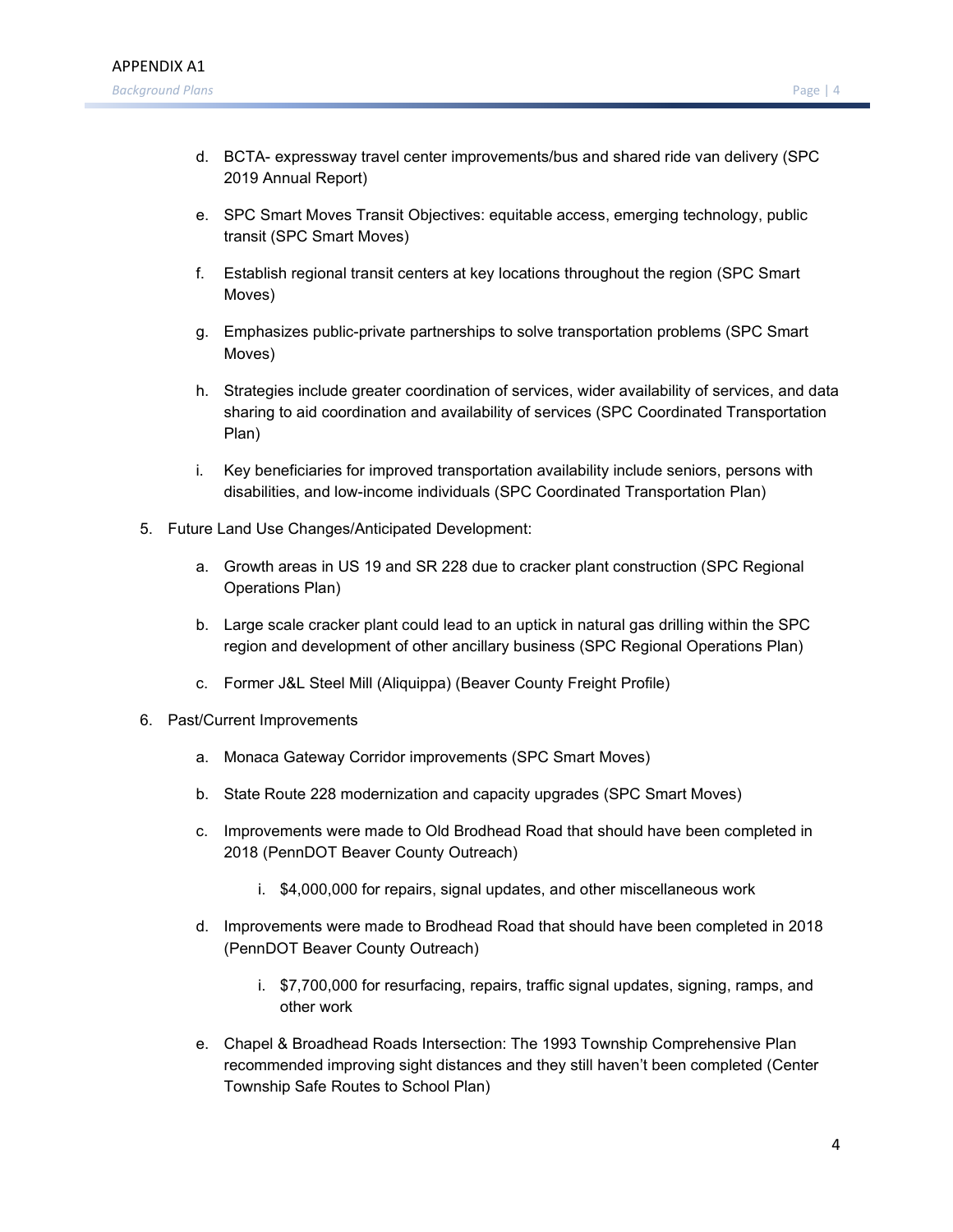d. BCTA- expressway travel center improvements/bus and shared ride van delivery (SPC 2019 Annual Report)

   e. SPC Smart Moves Transit Objectives: equitable access, emerging technology, public transit (SPC Smart Moves)

   f. Establish regional transit centers at key locations throughout the region (SPC Smart Moves)

   g. Emphasizes public-private partnerships to solve transportation problems (SPC Smart Moves)

   h. Strategies include greater coordination of services, wider availability of services, and data sharing to aid coordination and availability of services (SPC Coordinated Transportation Plan)

   i. Key beneficiaries for improved transportation availability include seniors, persons with disabilities, and low-income individuals (SPC Coordinated Transportation Plan)

5. Future Land Use Changes/Anticipated Development:

   a. Growth areas in US 19 and SR 228 due to cracker plant construction (SPC Regional Operations Plan)

   b. Large scale cracker plant could lead to an uptick in natural gas drilling within the SPC region and development of other ancillary business (SPC Regional Operations Plan)

   c. Former J&L Steel Mill (Aliquippa) (Beaver County Freight Profile)

6. Past/Current Improvements

   a. Monaca Gateway Corridor improvements (SPC Smart Moves)

   b. State Route 228 modernization and capacity upgrades (SPC Smart Moves)

   c. Improvements were made to Old Brodhead Road that should have been completed in 2018 (PennDOT Beaver County Outreach)

      i. $4,000,000 for repairs, signal updates, and other miscellaneous work

   d. Improvements were made to Brodhead Road that should have been completed in 2018 (PennDOT Beaver County Outreach)

      i. $7,700,000 for resurfacing, repairs, traffic signal updates, signing, ramps, and other work

   e. Chapel & Broadhead Roads Intersection: The 1993 Township Comprehensive Plan recommended improving sight distances and they still haven't been completed (Center Township Safe Routes to School Plan)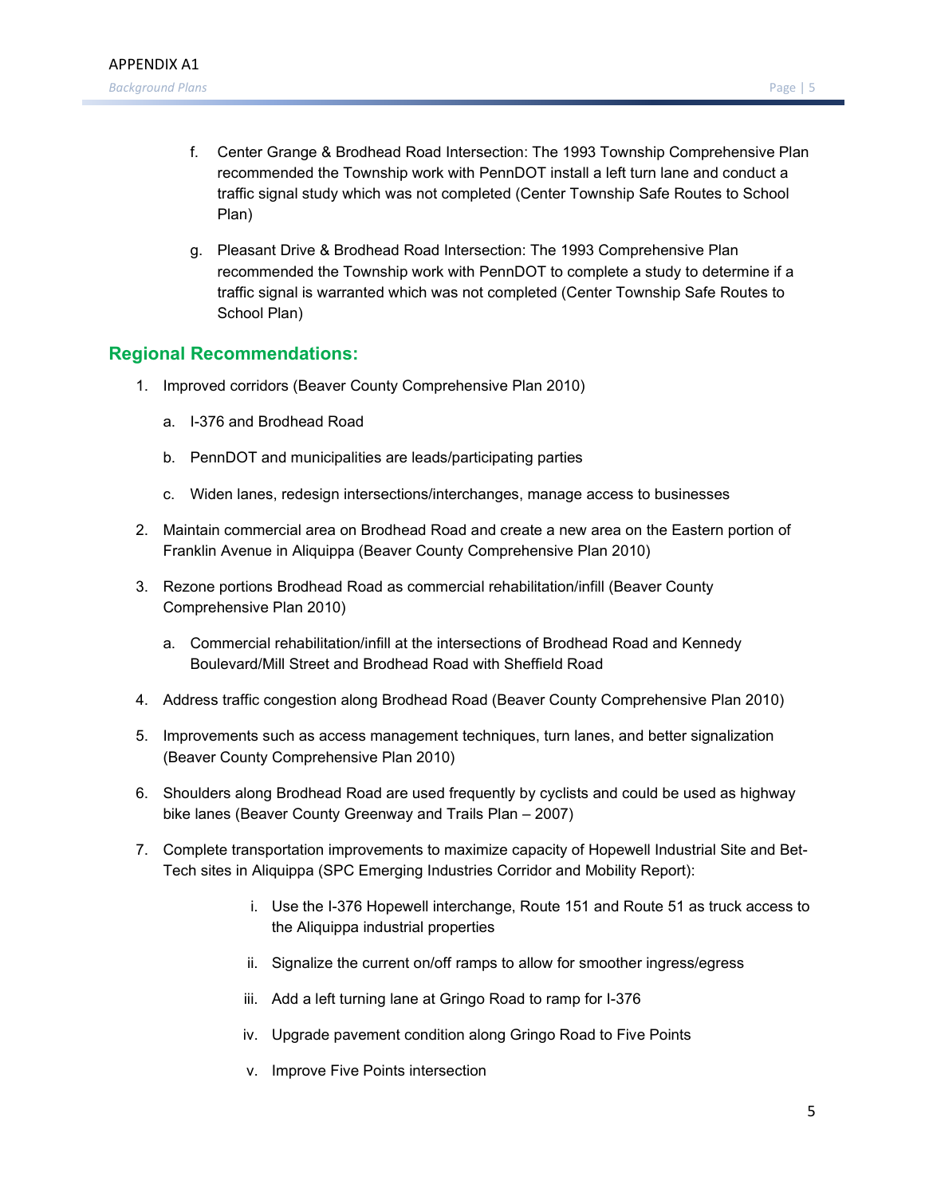f. Center Grange & Brodhead Road Intersection: The 1993 Township Comprehensive Plan recommended the Township work with PennDOT install a left turn lane and conduct a traffic signal study which was not completed (Center Township Safe Routes to School Plan)

g. Pleasant Drive & Brodhead Road Intersection: The 1993 Comprehensive Plan recommended the Township work with PennDOT to complete a study to determine if a traffic signal is warranted which was not completed (Center Township Safe Routes to School Plan)

## Regional Recommendations:

1. Improved corridors (Beaver County Comprehensive Plan 2010)
   a. I-376 and Brodhead Road
   b. PennDOT and municipalities are leads/participating parties
   c. Widen lanes, redesign intersections/interchanges, manage access to businesses
2. Maintain commercial area on Brodhead Road and create a new area on the Eastern portion of Franklin Avenue in Aliquippa (Beaver County Comprehensive Plan 2010)
3. Rezone portions Brodhead Road as commercial rehabilitation/infill (Beaver County Comprehensive Plan 2010)
   a. Commercial rehabilitation/infill at the intersections of Brodhead Road and Kennedy Boulevard/Mill Street and Brodhead Road with Sheffield Road
4. Address traffic congestion along Brodhead Road (Beaver County Comprehensive Plan 2010)
5. Improvements such as access management techniques, turn lanes, and better signalization (Beaver County Comprehensive Plan 2010)
6. Shoulders along Brodhead Road are used frequently by cyclists and could be used as highway bike lanes (Beaver County Greenway and Trails Plan – 2007)
7. Complete transportation improvements to maximize capacity of Hopewell Industrial Site and Bet-Tech sites in Aliquippa (SPC Emerging Industries Corridor and Mobility Report):
   i. Use the I-376 Hopewell interchange, Route 151 and Route 51 as truck access to the Aliquippa industrial properties
   ii. Signalize the current on/off ramps to allow for smoother ingress/egress
   iii. Add a left turning lane at Gringo Road to ramp for I-376
   iv. Upgrade pavement condition along Gringo Road to Five Points
   v. Improve Five Points intersection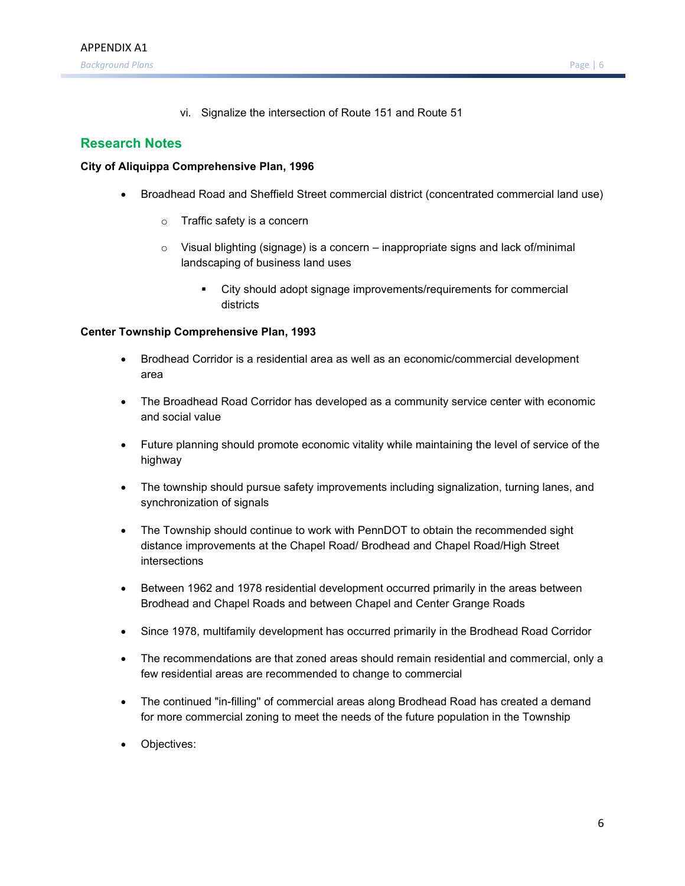vi. Signalize the intersection of Route 151 and Route 51

## Research Notes

**City of Aliquippa Comprehensive Plan, 1996**

- Broadhead Road and Sheffield Street commercial district (concentrated commercial land use)
  - Traffic safety is a concern
  - Visual blighting (signage) is a concern – inappropriate signs and lack of/minimal landscaping of business land uses
    - City should adopt signage improvements/requirements for commercial districts

**Center Township Comprehensive Plan, 1993**

- Brodhead Corridor is a residential area as well as an economic/commercial development area
- The Broadhead Road Corridor has developed as a community service center with economic and social value
- Future planning should promote economic vitality while maintaining the level of service of the highway
- The township should pursue safety improvements including signalization, turning lanes, and synchronization of signals
- The Township should continue to work with PennDOT to obtain the recommended sight distance improvements at the Chapel Road/ Brodhead and Chapel Road/High Street intersections
- Between 1962 and 1978 residential development occurred primarily in the areas between Brodhead and Chapel Roads and between Chapel and Center Grange Roads
- Since 1978, multifamily development has occurred primarily in the Brodhead Road Corridor
- The recommendations are that zoned areas should remain residential and commercial, only a few residential areas are recommended to change to commercial
- The continued "in-filling" of commercial areas along Brodhead Road has created a demand for more commercial zoning to meet the needs of the future population in the Township
- Objectives: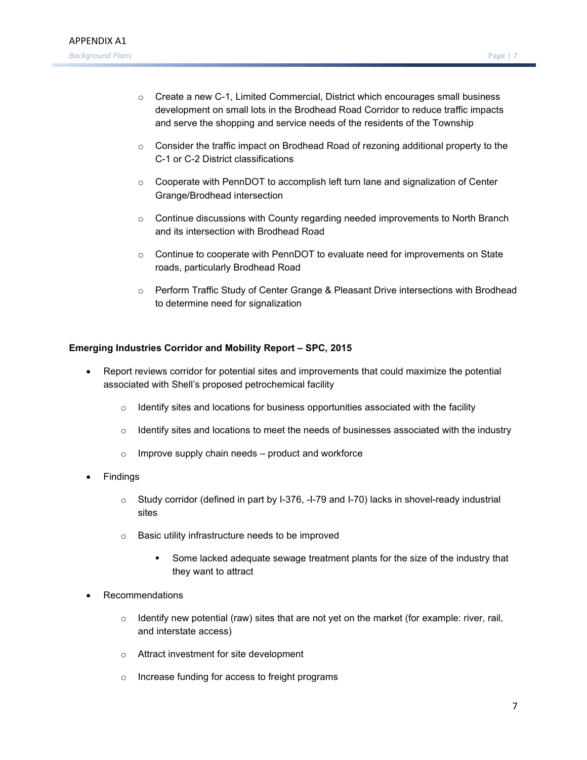- Create a new C-1, Limited Commercial, District which encourages small business development on small lots in the Brodhead Road Corridor to reduce traffic impacts and serve the shopping and service needs of the residents of the Township
- Consider the traffic impact on Brodhead Road of rezoning additional property to the C-1 or C-2 District classifications
- Cooperate with PennDOT to accomplish left turn lane and signalization of Center Grange/Brodhead intersection
- Continue discussions with County regarding needed improvements to North Branch and its intersection with Brodhead Road
- Continue to cooperate with PennDOT to evaluate need for improvements on State roads, particularly Brodhead Road
- Perform Traffic Study of Center Grange & Pleasant Drive intersections with Brodhead to determine need for signalization

**Emerging Industries Corridor and Mobility Report – SPC, 2015**

- Report reviews corridor for potential sites and improvements that could maximize the potential associated with Shell's proposed petrochemical facility
  - Identify sites and locations for business opportunities associated with the facility
  - Identify sites and locations to meet the needs of businesses associated with the industry
  - Improve supply chain needs – product and workforce
- Findings
  - Study corridor (defined in part by I-376, -I-79 and I-70) lacks in shovel-ready industrial sites
  - Basic utility infrastructure needs to be improved
    - Some lacked adequate sewage treatment plants for the size of the industry that they want to attract
- Recommendations
  - Identify new potential (raw) sites that are not yet on the market (for example: river, rail, and interstate access)
  - Attract investment for site development
  - Increase funding for access to freight programs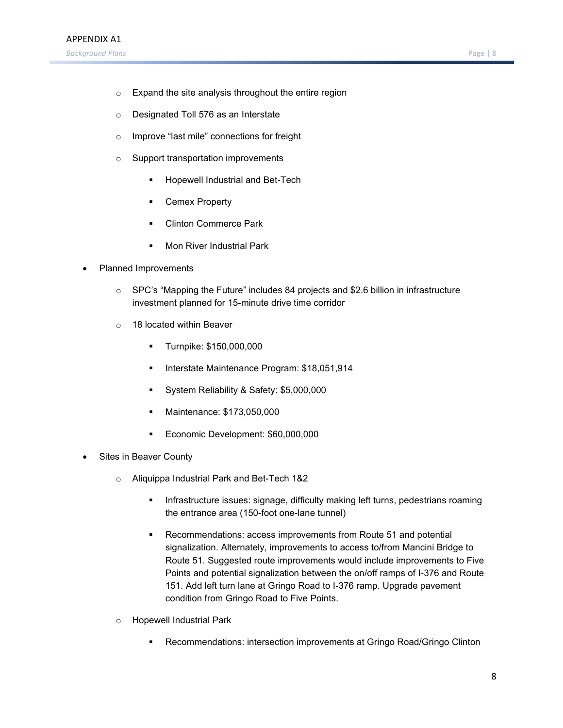- Expand the site analysis throughout the entire region
  - Designated Toll 576 as an Interstate
  - Improve "last mile" connections for freight
  - Support transportation improvements
    - Hopewell Industrial and Bet-Tech
    - Cemex Property
    - Clinton Commerce Park
    - Mon River Industrial Park
- Planned Improvements
  - SPC's "Mapping the Future" includes 84 projects and $2.6 billion in infrastructure investment planned for 15-minute drive time corridor
  - 18 located within Beaver
    - Turnpike: $150,000,000
    - Interstate Maintenance Program: $18,051,914
    - System Reliability & Safety: $5,000,000
    - Maintenance: $173,050,000
    - Economic Development: $60,000,000
- Sites in Beaver County
  - Aliquippa Industrial Park and Bet-Tech 1&2
    - Infrastructure issues: signage, difficulty making left turns, pedestrians roaming the entrance area (150-foot one-lane tunnel)
    - Recommendations: access improvements from Route 51 and potential signalization. Alternately, improvements to access to/from Mancini Bridge to Route 51. Suggested route improvements would include improvements to Five Points and potential signalization between the on/off ramps of I-376 and Route 151. Add left turn lane at Gringo Road to I-376 ramp. Upgrade pavement condition from Gringo Road to Five Points.
  - Hopewell Industrial Park
    - Recommendations: intersection improvements at Gringo Road/Gringo Clinton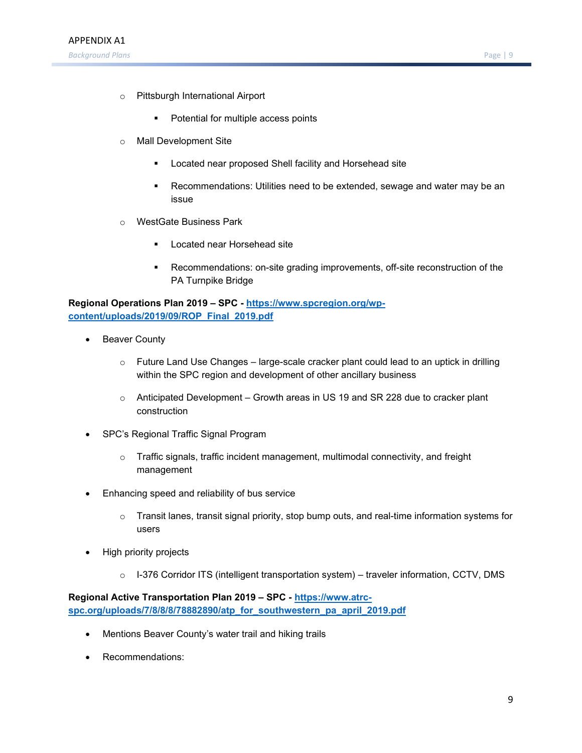- Pittsburgh International Airport
        - Potential for multiple access points
    - Mall Development Site
        - Located near proposed Shell facility and Horsehead site
        - Recommendations: Utilities need to be extended, sewage and water may be an issue
    - WestGate Business Park
        - Located near Horsehead site
        - Recommendations: on-site grading improvements, off-site reconstruction of the PA Turnpike Bridge

**Regional Operations Plan 2019 – SPC - [https://www.spcregion.org/wp-content/uploads/2019/09/ROP_Final_2019.pdf](https://www.spcregion.org/wp-content/uploads/2019/09/ROP_Final_2019.pdf)**

- Beaver County
    - Future Land Use Changes – large-scale cracker plant could lead to an uptick in drilling within the SPC region and development of other ancillary business
    - Anticipated Development – Growth areas in US 19 and SR 228 due to cracker plant construction
- SPC's Regional Traffic Signal Program
    - Traffic signals, traffic incident management, multimodal connectivity, and freight management
- Enhancing speed and reliability of bus service
    - Transit lanes, transit signal priority, stop bump outs, and real-time information systems for users
- High priority projects
    - I-376 Corridor ITS (intelligent transportation system) – traveler information, CCTV, DMS

**Regional Active Transportation Plan 2019 – SPC - [https://www.atrc-spc.org/uploads/7/8/8/8/78882890/atp_for_southwestern_pa_april_2019.pdf](https://www.atrc-spc.org/uploads/7/8/8/8/78882890/atp_for_southwestern_pa_april_2019.pdf)**

- Mentions Beaver County's water trail and hiking trails
- Recommendations: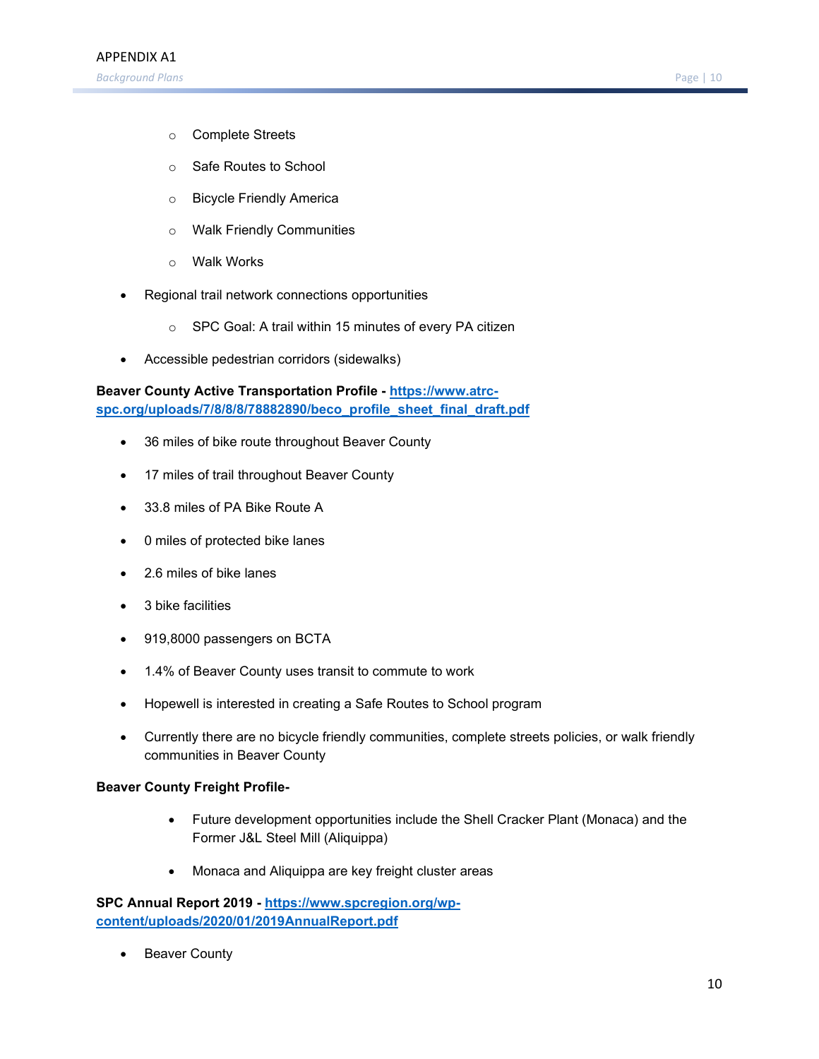- Complete Streets
  - Safe Routes to School
  - Bicycle Friendly America
  - Walk Friendly Communities
  - Walk Works
- Regional trail network connections opportunities
  - SPC Goal: A trail within 15 minutes of every PA citizen
- Accessible pedestrian corridors (sidewalks)

**Beaver County Active Transportation Profile - [https://www.atrc-spc.org/uploads/7/8/8/8/78882890/beco_profile_sheet_final_draft.pdf](https://www.atrc-spc.org/uploads/7/8/8/8/78882890/beco_profile_sheet_final_draft.pdf)**

- 36 miles of bike route throughout Beaver County
- 17 miles of trail throughout Beaver County
- 33.8 miles of PA Bike Route A
- 0 miles of protected bike lanes
- 2.6 miles of bike lanes
- 3 bike facilities
- 919,8000 passengers on BCTA
- 1.4% of Beaver County uses transit to commute to work
- Hopewell is interested in creating a Safe Routes to School program
- Currently there are no bicycle friendly communities, complete streets policies, or walk friendly communities in Beaver County

**Beaver County Freight Profile-**

- Future development opportunities include the Shell Cracker Plant (Monaca) and the Former J&L Steel Mill (Aliquippa)
- Monaca and Aliquippa are key freight cluster areas

**SPC Annual Report 2019 - [https://www.spcregion.org/wp-content/uploads/2020/01/2019AnnualReport.pdf](https://www.spcregion.org/wp-content/uploads/2020/01/2019AnnualReport.pdf)**

- Beaver County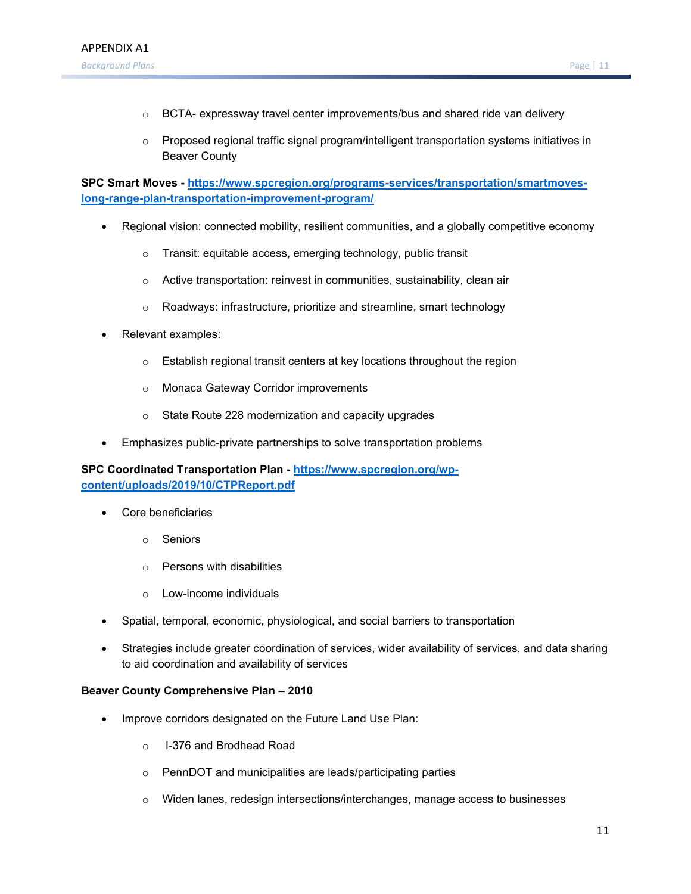- BCTA- expressway travel center improvements/bus and shared ride van delivery
  - Proposed regional traffic signal program/intelligent transportation systems initiatives in Beaver County

**SPC Smart Moves - [https://www.spcregion.org/programs-services/transportation/smartmoves-long-range-plan-transportation-improvement-program/](https://www.spcregion.org/programs-services/transportation/smartmoves-long-range-plan-transportation-improvement-program/)**

- Regional vision: connected mobility, resilient communities, and a globally competitive economy
  - Transit: equitable access, emerging technology, public transit
  - Active transportation: reinvest in communities, sustainability, clean air
  - Roadways: infrastructure, prioritize and streamline, smart technology
- Relevant examples:
  - Establish regional transit centers at key locations throughout the region
  - Monaca Gateway Corridor improvements
  - State Route 228 modernization and capacity upgrades
- Emphasizes public-private partnerships to solve transportation problems

**SPC Coordinated Transportation Plan - [https://www.spcregion.org/wp-content/uploads/2019/10/CTPReport.pdf](https://www.spcregion.org/wp-content/uploads/2019/10/CTPReport.pdf)**

- Core beneficiaries
  - Seniors
  - Persons with disabilities
  - Low-income individuals
- Spatial, temporal, economic, physiological, and social barriers to transportation
- Strategies include greater coordination of services, wider availability of services, and data sharing to aid coordination and availability of services

**Beaver County Comprehensive Plan – 2010**

- Improve corridors designated on the Future Land Use Plan:
  - I-376 and Brodhead Road
  - PennDOT and municipalities are leads/participating parties
  - Widen lanes, redesign intersections/interchanges, manage access to businesses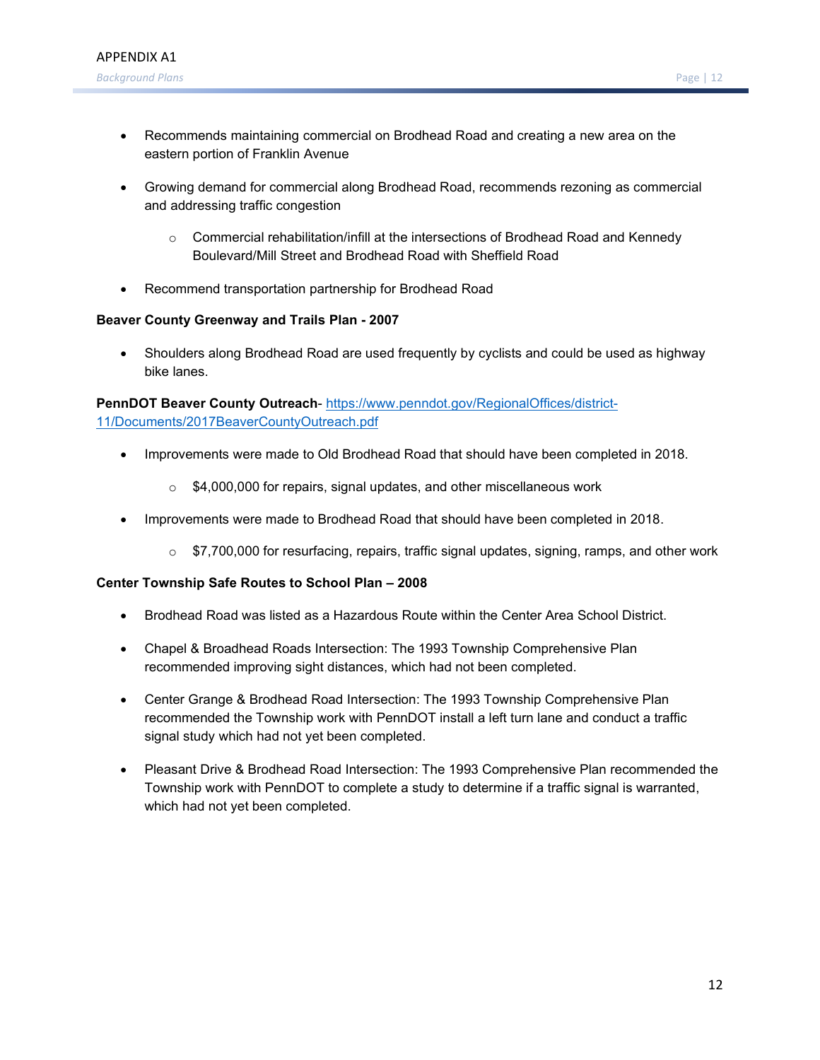- Recommends maintaining commercial on Brodhead Road and creating a new area on the eastern portion of Franklin Avenue
- Growing demand for commercial along Brodhead Road, recommends rezoning as commercial and addressing traffic congestion
  - Commercial rehabilitation/infill at the intersections of Brodhead Road and Kennedy Boulevard/Mill Street and Brodhead Road with Sheffield Road
- Recommend transportation partnership for Brodhead Road

**Beaver County Greenway and Trails Plan - 2007**

- Shoulders along Brodhead Road are used frequently by cyclists and could be used as highway bike lanes.

**PennDOT Beaver County Outreach**- [https://www.penndot.gov/RegionalOffices/district-11/Documents/2017BeaverCountyOutreach.pdf](https://www.penndot.gov/RegionalOffices/district-11/Documents/2017BeaverCountyOutreach.pdf)

- Improvements were made to Old Brodhead Road that should have been completed in 2018.
  - $4,000,000 for repairs, signal updates, and other miscellaneous work
- Improvements were made to Brodhead Road that should have been completed in 2018.
  - $7,700,000 for resurfacing, repairs, traffic signal updates, signing, ramps, and other work

**Center Township Safe Routes to School Plan – 2008**

- Brodhead Road was listed as a Hazardous Route within the Center Area School District.
- Chapel & Broadhead Roads Intersection: The 1993 Township Comprehensive Plan recommended improving sight distances, which had not been completed.
- Center Grange & Brodhead Road Intersection: The 1993 Township Comprehensive Plan recommended the Township work with PennDOT install a left turn lane and conduct a traffic signal study which had not yet been completed.
- Pleasant Drive & Brodhead Road Intersection: The 1993 Comprehensive Plan recommended the Township work with PennDOT to complete a study to determine if a traffic signal is warranted, which had not yet been completed.